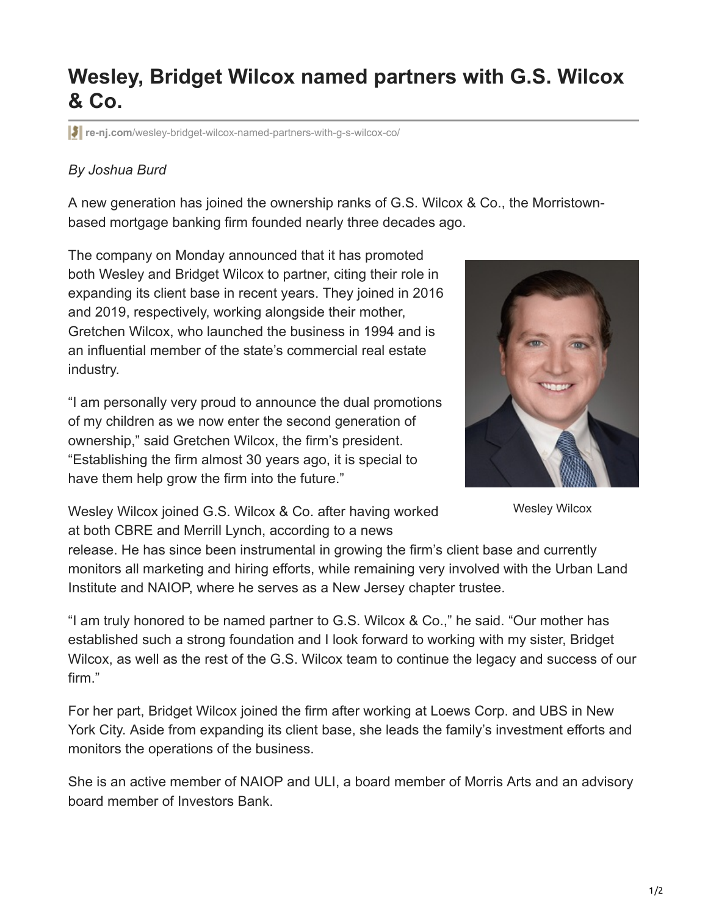# Wesley, Bridget Wilcox named partners with G.S. Wilcox & Co.

re-nj.com/wesley-bridget-wilcox-named-partners-with-g-s-wilcox-co/

*By Joshua Burd*

A new generation has joined the ownership ranks of G.S. Wilcox & Co., the Morristown-based mortgage banking firm founded nearly three decades ago.

The company on Monday announced that it has promoted both Wesley and Bridget Wilcox to partner, citing their role in expanding its client base in recent years. They joined in 2016 and 2019, respectively, working alongside their mother, Gretchen Wilcox, who launched the business in 1994 and is an influential member of the state's commercial real estate industry.

"I am personally very proud to announce the dual promotions of my children as we now enter the second generation of ownership," said Gretchen Wilcox, the firm's president. "Establishing the firm almost 30 years ago, it is special to have them help grow the firm into the future."

Wesley Wilcox

Wesley Wilcox joined G.S. Wilcox & Co. after having worked at both CBRE and Merrill Lynch, according to a news release. He has since been instrumental in growing the firm's client base and currently monitors all marketing and hiring efforts, while remaining very involved with the Urban Land Institute and NAIOP, where he serves as a New Jersey chapter trustee.

"I am truly honored to be named partner to G.S. Wilcox & Co.," he said. "Our mother has established such a strong foundation and I look forward to working with my sister, Bridget Wilcox, as well as the rest of the G.S. Wilcox team to continue the legacy and success of our firm."

For her part, Bridget Wilcox joined the firm after working at Loews Corp. and UBS in New York City. Aside from expanding its client base, she leads the family's investment efforts and monitors the operations of the business.

She is an active member of NAIOP and ULI, a board member of Morris Arts and an advisory board member of Investors Bank.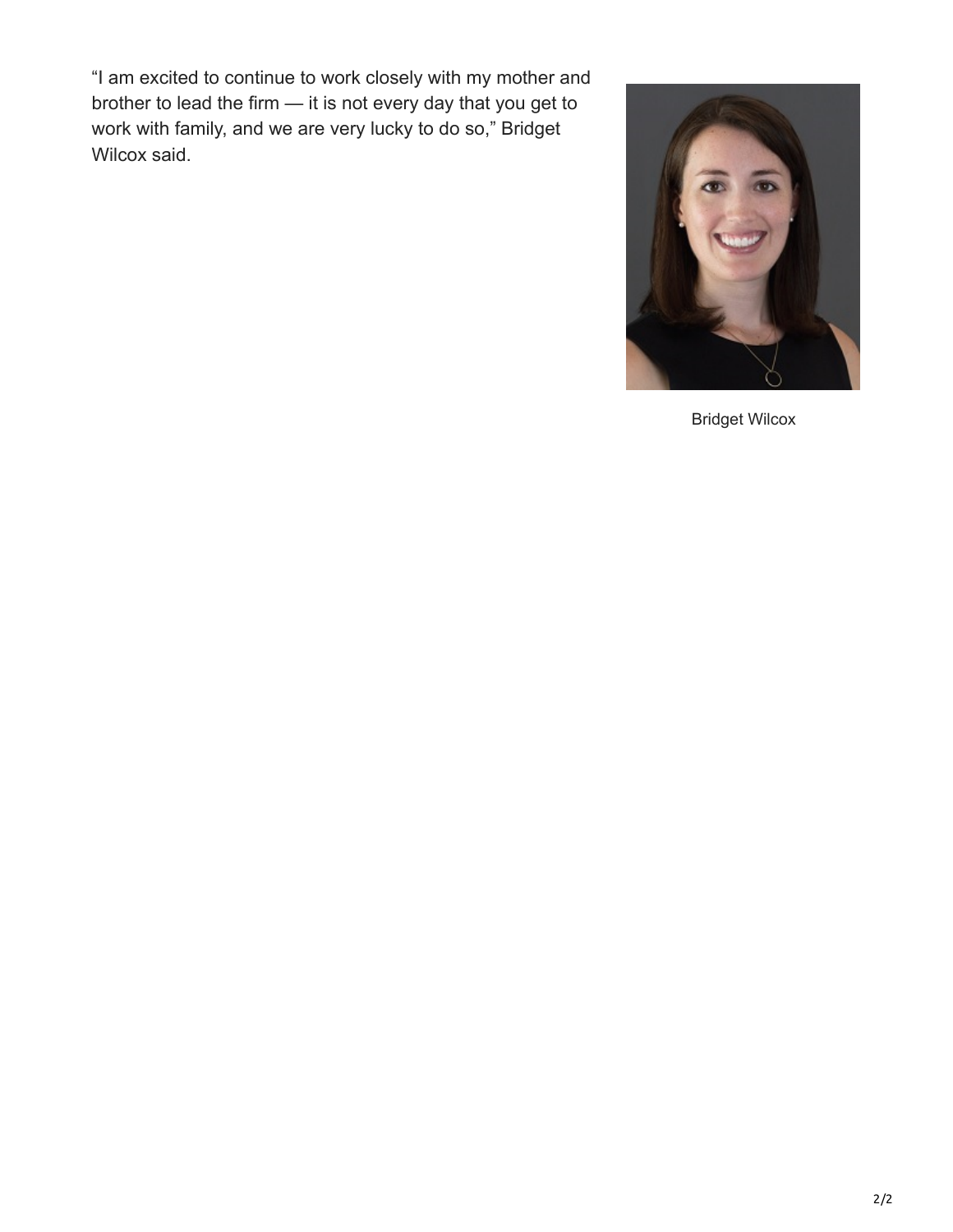"I am excited to continue to work closely with my mother and brother to lead the firm — it is not every day that you get to work with family, and we are very lucky to do so," Bridget Wilcox said.

Bridget Wilcox